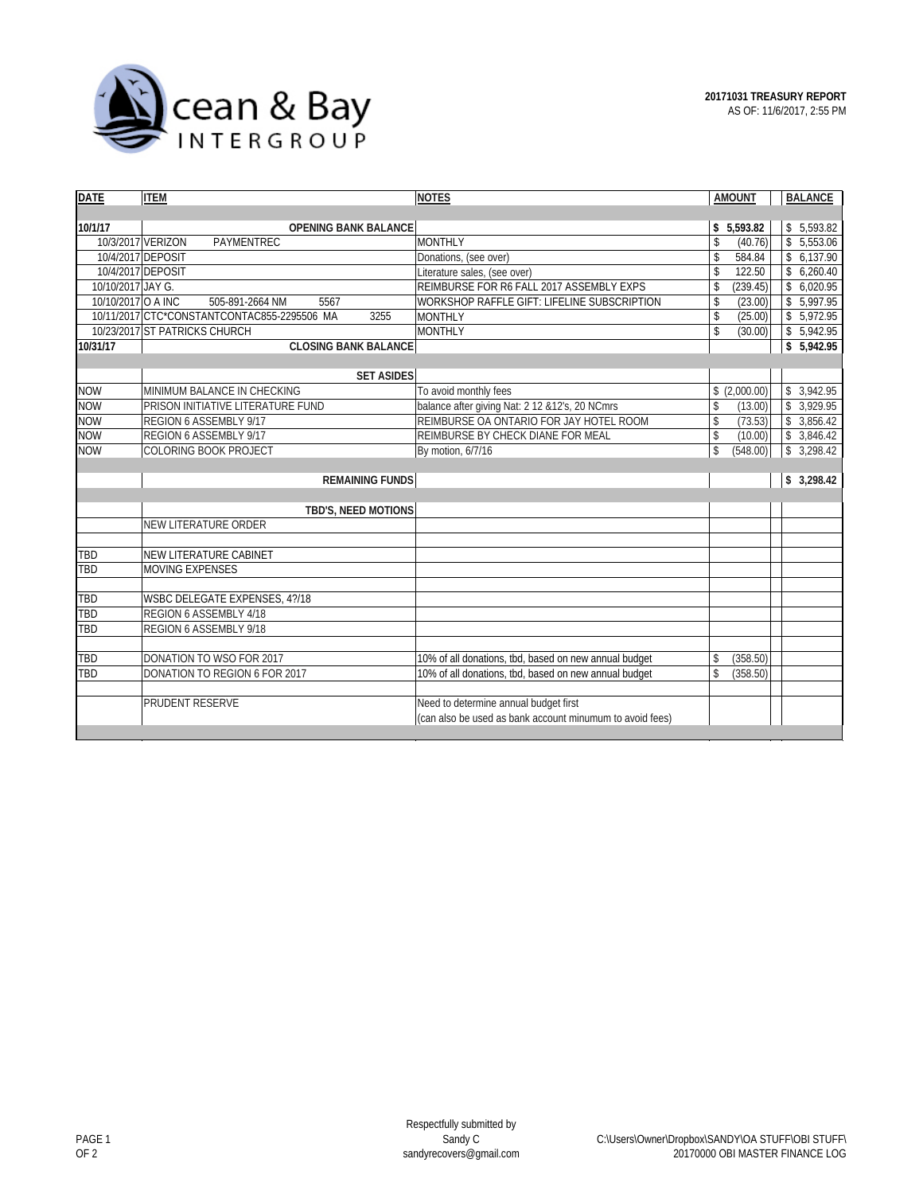Ocean & Bay INTERGROUP

**20171031 TREASURY REPORT**
AS OF: 11/6/2017, 2:55 PM

| DATE | ITEM | NOTES | AMOUNT | BALANCE |
|---|---|---|---|---|
| | | | | |
| **10/1/17** | **OPENING BANK BALANCE** | | **$ 5,593.82** | $ 5,593.82 |
| 10/3/2017 | VERIZON PAYMENTREC | MONTHLY | $ (40.76) | $ 5,553.06 |
| 10/4/2017 | DEPOSIT | Donations, (see over) | $ 584.84 | $ 6,137.90 |
| 10/4/2017 | DEPOSIT | Literature sales, (see over) | $ 122.50 | $ 6,260.40 |
| 10/10/2017 | JAY G. | REIMBURSE FOR R6 FALL 2017 ASSEMBLY EXPS | $ (239.45) | $ 6,020.95 |
| 10/10/2017 | O A INC 505-891-2664 NM 5567 | WORKSHOP RAFFLE GIFT: LIFELINE SUBSCRIPTION | $ (23.00) | $ 5,997.95 |
| 10/11/2017 | CTC*CONSTANTCONTAC855-2295506 MA 3255 | MONTHLY | $ (25.00) | $ 5,972.95 |
| 10/23/2017 | ST PATRICKS CHURCH | MONTHLY | $ (30.00) | $ 5,942.95 |
| **10/31/17** | **CLOSING BANK BALANCE** | | | **$ 5,942.95** |
| | | | | |
| | **SET ASIDES** | | | |
| NOW | MINIMUM BALANCE IN CHECKING | To avoid monthly fees | $ (2,000.00) | $ 3,942.95 |
| NOW | PRISON INITIATIVE LITERATURE FUND | balance after giving Nat: 2 12 &12's, 20 NCmrs | $ (13.00) | $ 3,929.95 |
| NOW | REGION 6 ASSEMBLY 9/17 | REIMBURSE OA ONTARIO FOR JAY HOTEL ROOM | $ (73.53) | $ 3,856.42 |
| NOW | REGION 6 ASSEMBLY 9/17 | REIMBURSE BY CHECK DIANE FOR MEAL | $ (10.00) | $ 3,846.42 |
| NOW | COLORING BOOK PROJECT | By motion, 6/7/16 | $ (548.00) | $ 3,298.42 |
| | | | | |
| | **REMAINING FUNDS** | | | **$ 3,298.42** |
| | | | | |
| | **TBD'S, NEED MOTIONS** | | | |
| | NEW LITERATURE ORDER | | | |
| | | | | |
| TBD | NEW LITERATURE CABINET | | | |
| TBD | MOVING EXPENSES | | | |
| | | | | |
| TBD | WSBC DELEGATE EXPENSES, 4?/18 | | | |
| TBD | REGION 6 ASSEMBLY 4/18 | | | |
| TBD | REGION 6 ASSEMBLY 9/18 | | | |
| | | | | |
| TBD | DONATION TO WSO FOR 2017 | 10% of all donations, tbd, based on new annual budget | $ (358.50) | |
| TBD | DONATION TO REGION 6 FOR 2017 | 10% of all donations, tbd, based on new annual budget | $ (358.50) | |
| | | | | |
| | PRUDENT RESERVE | Need to determine annual budget first (can also be used as bank account minumum to avoid fees) | | |

Respectfully submitted by
Sandy C
sandyrecovers@gmail.com

C:\Users\Owner\Dropbox\SANDY\OA STUFF\OBI STUFF\20170000 OBI MASTER FINANCE LOG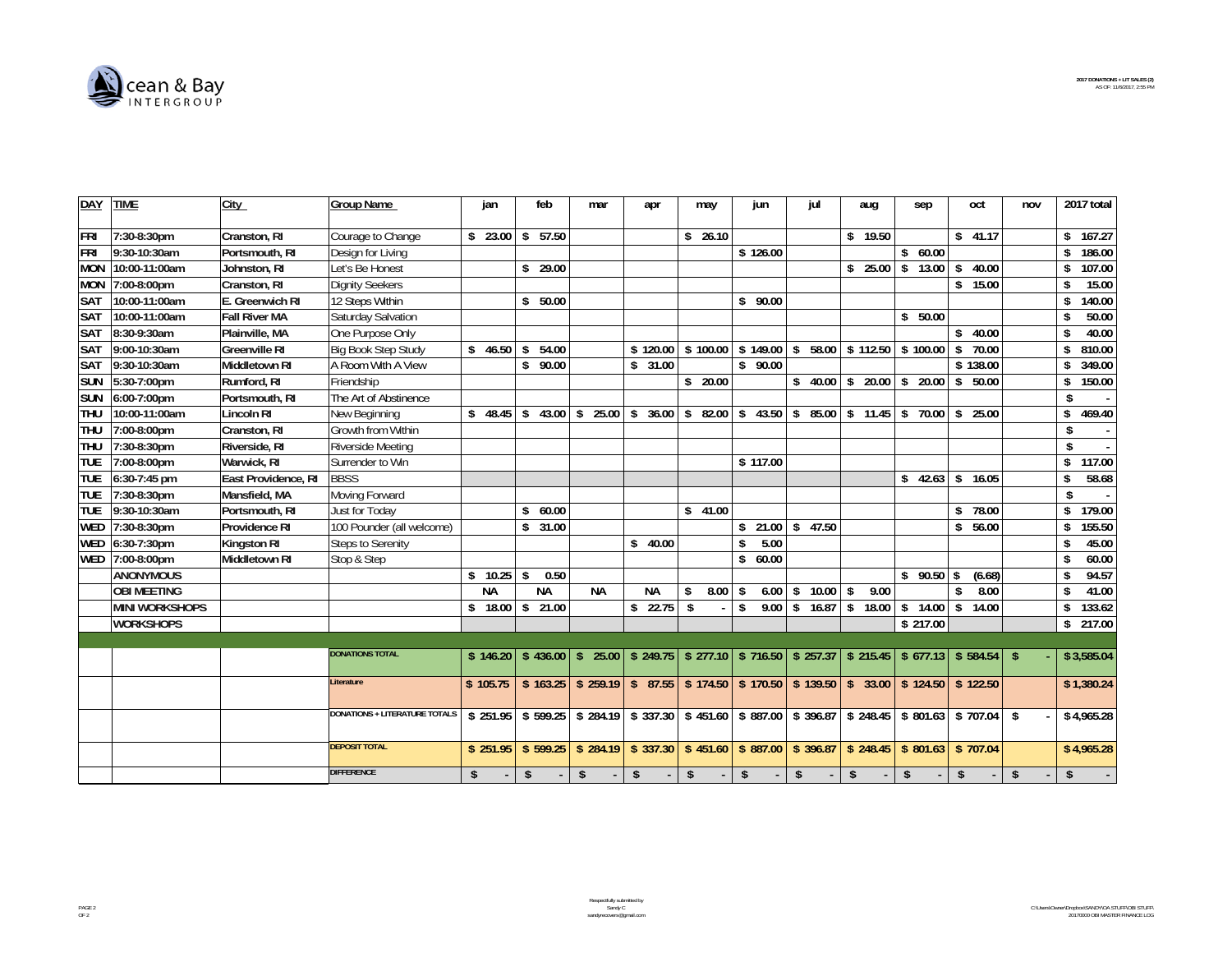Ocean & Bay INTERGROUP

| DAY | TIME | City | Group Name | jan | feb | mar | apr | may | jun | jul | aug | sep | oct | nov | 2017 total |
|---|---|---|---|---|---|---|---|---|---|---|---|---|---|---|---|
| FRI | 7:30-8:30pm | Cranston, RI | Courage to Change | $ 23.00 | $ 57.50 | | | $ 26.10 | | | $ 19.50 | | $ 41.17 | | $ 167.27 |
| FRI | 9:30-10:30am | Portsmouth, RI | Design for Living | | | | | | $ 126.00 | | | $ 60.00 | | | $ 186.00 |
| MON | 10:00-11:00am | Johnston, RI | Let's Be Honest | | $ 29.00 | | | | | | $ 25.00 | $ 13.00 | $ 40.00 | | $ 107.00 |
| MON | 7:00-8:00pm | Cranston, RI | Dignity Seekers | | | | | | | | | | $ 15.00 | | $ 15.00 |
| SAT | 10:00-11:00am | E. Greenwich RI | 12 Steps Within | | $ 50.00 | | | | $ 90.00 | | | | | | $ 140.00 |
| SAT | 10:00-11:00am | Fall River MA | Saturday Salvation | | | | | | | | | $ 50.00 | | | $ 50.00 |
| SAT | 8:30-9:30am | Plainville, MA | One Purpose Only | | | | | | | | | | $ 40.00 | | $ 40.00 |
| SAT | 9:00-10:30am | Greenville RI | Big Book Step Study | $ 46.50 | $ 54.00 | | $ 120.00 | $ 100.00 | $ 149.00 | $ 58.00 | $ 112.50 | $ 100.00 | $ 70.00 | | $ 810.00 |
| SAT | 9:30-10:30am | Middletown RI | A Room With A View | | $ 90.00 | | $ 31.00 | | $ 90.00 | | | | $ 138.00 | | $ 349.00 |
| SUN | 5:30-7:00pm | Rumford, RI | Friendship | | | | | $ 20.00 | | $ 40.00 | $ 20.00 | $ 20.00 | $ 50.00 | | $ 150.00 |
| SUN | 6:00-7:00pm | Portsmouth, RI | The Art of Abstinence | | | | | | | | | | | | $ - |
| THU | 10:00-11:00am | Lincoln RI | New Beginning | $ 48.45 | $ 43.00 | $ 25.00 | $ 36.00 | $ 82.00 | $ 43.50 | $ 85.00 | $ 11.45 | $ 70.00 | $ 25.00 | | $ 469.40 |
| THU | 7:00-8:00pm | Cranston, RI | Growth from Within | | | | | | | | | | | | $ - |
| THU | 7:30-8:30pm | Riverside, RI | Riverside Meeting | | | | | | | | | | | | $ - |
| TUE | 7:00-8:00pm | Warwick, RI | Surrender to Win | | | | | | $ 117.00 | | | | | | $ 117.00 |
| TUE | 6:30-7:45 pm | East Providence, RI | BBSS | | | | | | | | | $ 42.63 | $ 16.05 | | $ 58.68 |
| TUE | 7:30-8:30pm | Mansfield, MA | Moving Forward | | | | | | | | | | | | $ - |
| TUE | 9:30-10:30am | Portsmouth, RI | Just for Today | | $ 60.00 | | | $ 41.00 | | | | | $ 78.00 | | $ 179.00 |
| WED | 7:30-8:30pm | Providence RI | 100 Pounder (all welcome) | | $ 31.00 | | | | $ 21.00 | $ 47.50 | | | $ 56.00 | | $ 155.50 |
| WED | 6:30-7:30pm | Kingston RI | Steps to Serenity | | | | $ 40.00 | | $ 5.00 | | | | | | $ 45.00 |
| WED | 7:00-8:00pm | Middletown RI | Stop & Step | | | | | | $ 60.00 | | | | | | $ 60.00 |
| | ANONYMOUS | | | $ 10.25 | $ 0.50 | | | | | | | $ 90.50 | $ (6.68) | | $ 94.57 |
| | OBI MEETING | | | NA | NA | NA | NA | $ 8.00 | $ 6.00 | $ 10.00 | $ 9.00 | | $ 8.00 | | $ 41.00 |
| | MINI WORKSHOPS | | | $ 18.00 | $ 21.00 | | $ 22.75 | $ - | $ 9.00 | $ 16.87 | $ 18.00 | $ 14.00 | $ 14.00 | | $ 133.62 |
| | WORKSHOPS | | | | | | | | | | | $ 217.00 | | | $ 217.00 |
| | | | DONATIONS TOTAL | $ 146.20 | $ 436.00 | $ 25.00 | $ 249.75 | $ 277.10 | $ 716.50 | $ 257.37 | $ 215.45 | $ 677.13 | $ 584.54 | $ - | $ 3,585.04 |
| | | | Literature | $ 105.75 | $ 163.25 | $ 259.19 | $ 87.55 | $ 174.50 | $ 170.50 | $ 139.50 | $ 33.00 | $ 124.50 | $ 122.50 | | $ 1,380.24 |
| | | | DONATIONS + LITERATURE TOTALS | $ 251.95 | $ 599.25 | $ 284.19 | $ 337.30 | $ 451.60 | $ 887.00 | $ 396.87 | $ 248.45 | $ 801.63 | $ 707.04 | $ - | $ 4,965.28 |
| | | | DEPOSIT TOTAL | $ 251.95 | $ 599.25 | $ 284.19 | $ 337.30 | $ 451.60 | $ 887.00 | $ 396.87 | $ 248.45 | $ 801.63 | $ 707.04 | | $ 4,965.28 |
| | | | DIFFERENCE | $ - | $ - | $ - | $ - | $ - | $ - | $ - | $ - | $ - | $ - | $ - | $ - |